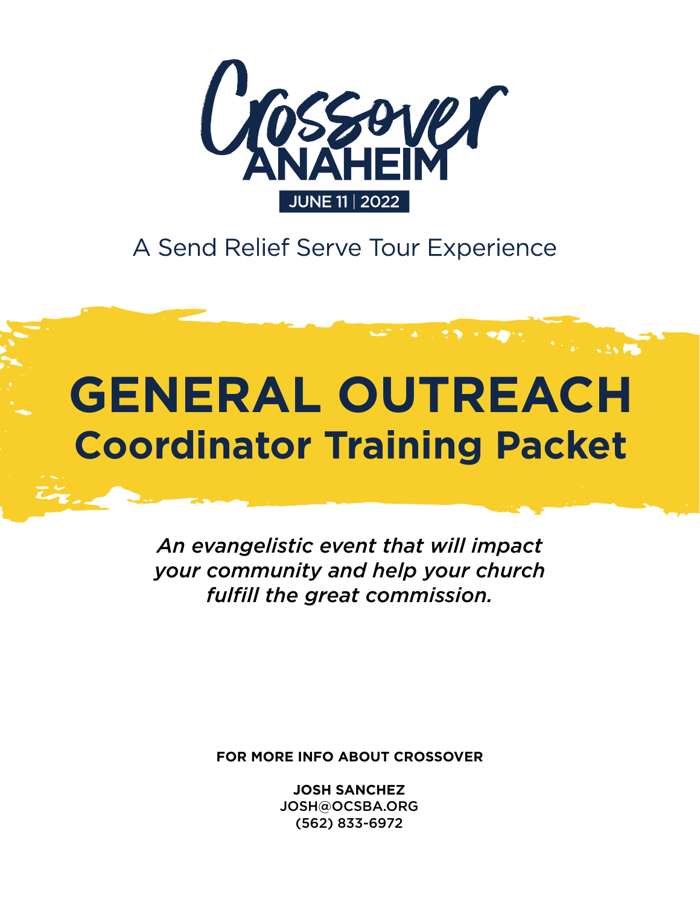# Crossover ANAHEIM

JUNE 11 | 2022

A Send Relief Serve Tour Experience

# GENERAL OUTREACH
## Coordinator Training Packet

*An evangelistic event that will impact your community and help your church fulfill the great commission.*

**FOR MORE INFO ABOUT CROSSOVER**

**JOSH SANCHEZ**
JOSH@OCSBA.ORG
(562) 833-6972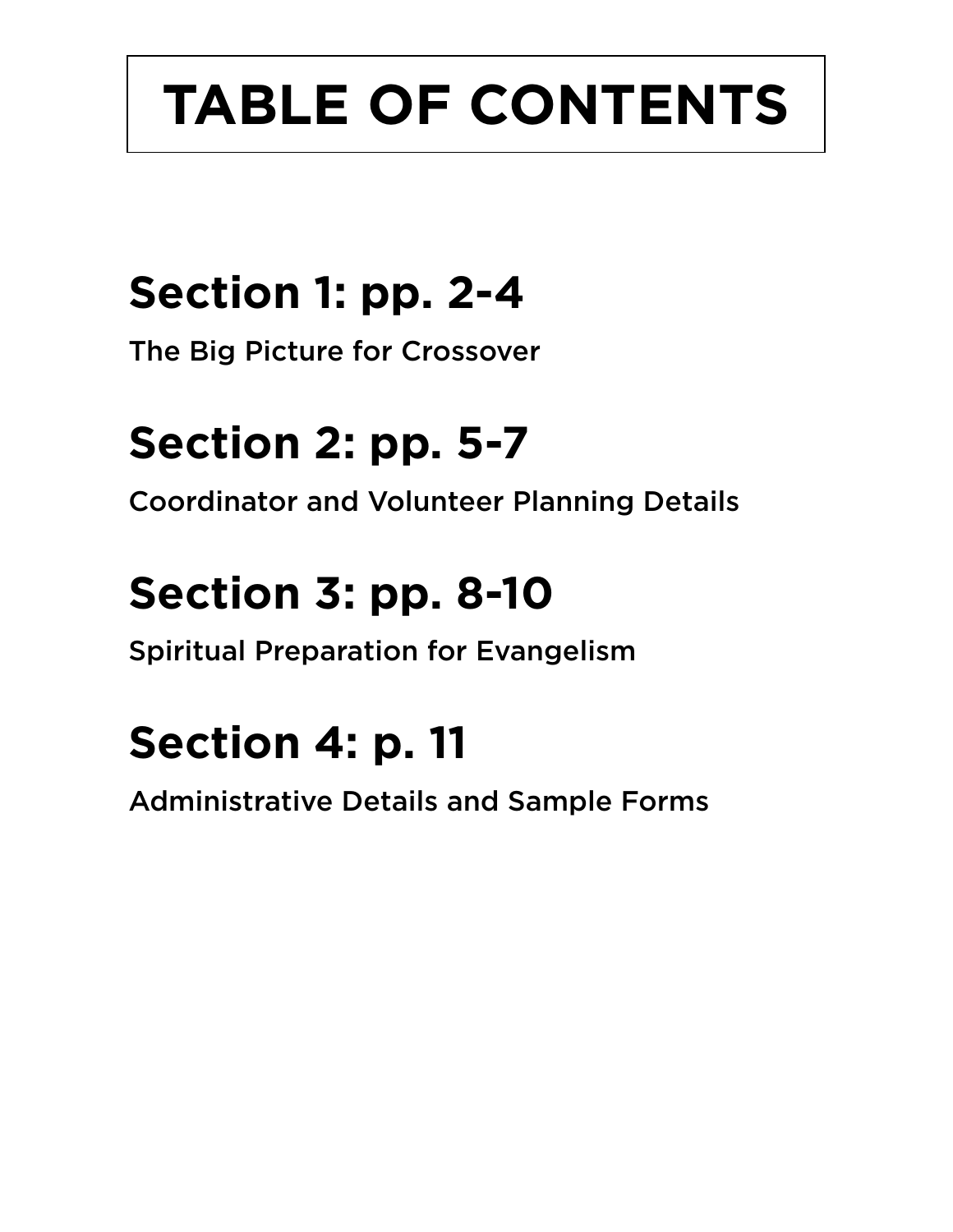# TABLE OF CONTENTS

## Section 1: pp. 2-4

The Big Picture for Crossover

## Section 2: pp. 5-7

Coordinator and Volunteer Planning Details

## Section 3: pp. 8-10

Spiritual Preparation for Evangelism

## Section 4: p. 11

Administrative Details and Sample Forms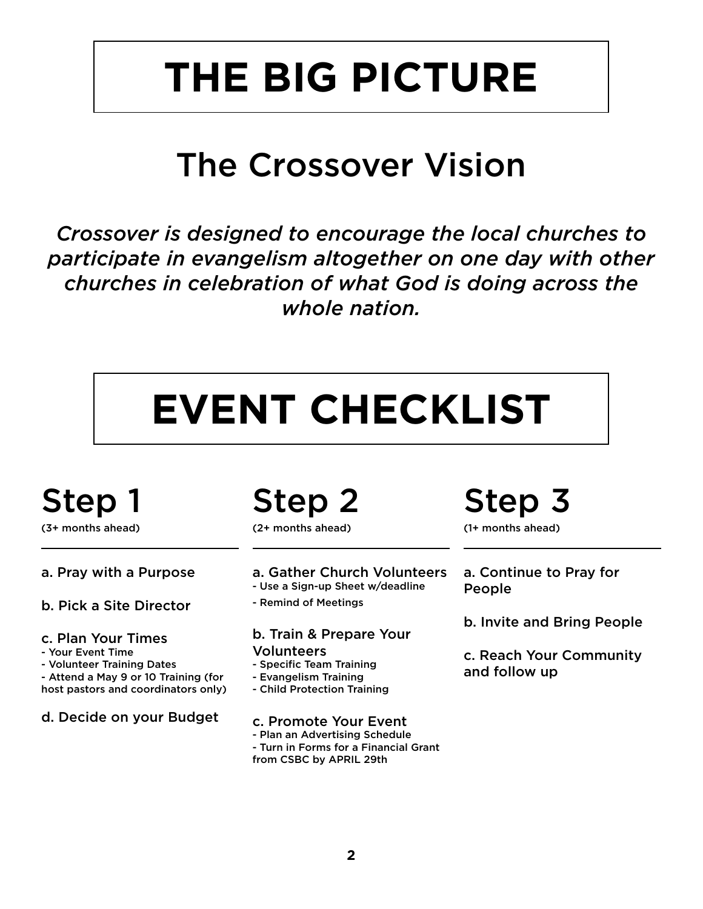# THE BIG PICTURE

## The Crossover Vision

*Crossover is designed to encourage the local churches to participate in evangelism altogether on one day with other churches in celebration of what God is doing across the whole nation.*

# EVENT CHECKLIST

## Step 1

(3+ months ahead)

a. Pray with a Purpose

b. Pick a Site Director

c. Plan Your Times
- Your Event Time
- Volunteer Training Dates
- Attend a May 9 or 10 Training (for host pastors and coordinators only)

d. Decide on your Budget

## Step 2

(2+ months ahead)

a. Gather Church Volunteers
- Use a Sign-up Sheet w/deadline
- Remind of Meetings

b. Train & Prepare Your Volunteers
- Specific Team Training
- Evangelism Training
- Child Protection Training

c. Promote Your Event
- Plan an Advertising Schedule
- Turn in Forms for a Financial Grant from CSBC by APRIL 29th

## Step 3

(1+ months ahead)

a. Continue to Pray for People

b. Invite and Bring People

c. Reach Your Community and follow up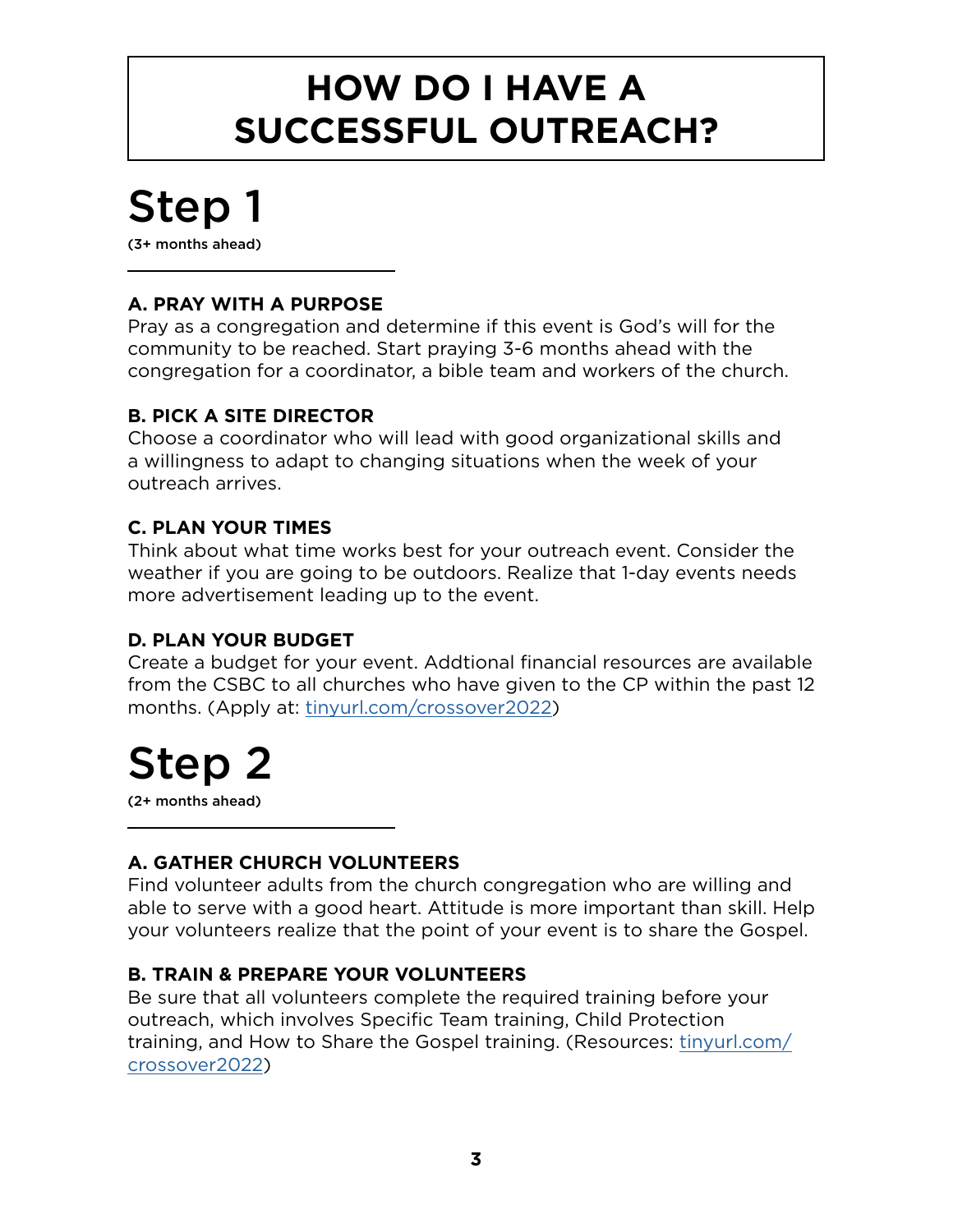# HOW DO I HAVE A SUCCESSFUL OUTREACH?

## Step 1

**(3+ months ahead)**

### A. PRAY WITH A PURPOSE

Pray as a congregation and determine if this event is God's will for the community to be reached. Start praying 3-6 months ahead with the congregation for a coordinator, a bible team and workers of the church.

### B. PICK A SITE DIRECTOR

Choose a coordinator who will lead with good organizational skills and a willingness to adapt to changing situations when the week of your outreach arrives.

### C. PLAN YOUR TIMES

Think about what time works best for your outreach event. Consider the weather if you are going to be outdoors. Realize that 1-day events needs more advertisement leading up to the event.

### D. PLAN YOUR BUDGET

Create a budget for your event. Addtional financial resources are available from the CSBC to all churches who have given to the CP within the past 12 months. (Apply at: tinyurl.com/crossover2022)

## Step 2

**(2+ months ahead)**

### A. GATHER CHURCH VOLUNTEERS

Find volunteer adults from the church congregation who are willing and able to serve with a good heart. Attitude is more important than skill. Help your volunteers realize that the point of your event is to share the Gospel.

### B. TRAIN & PREPARE YOUR VOLUNTEERS

Be sure that all volunteers complete the required training before your outreach, which involves Specific Team training, Child Protection training, and How to Share the Gospel training. (Resources: tinyurl.com/crossover2022)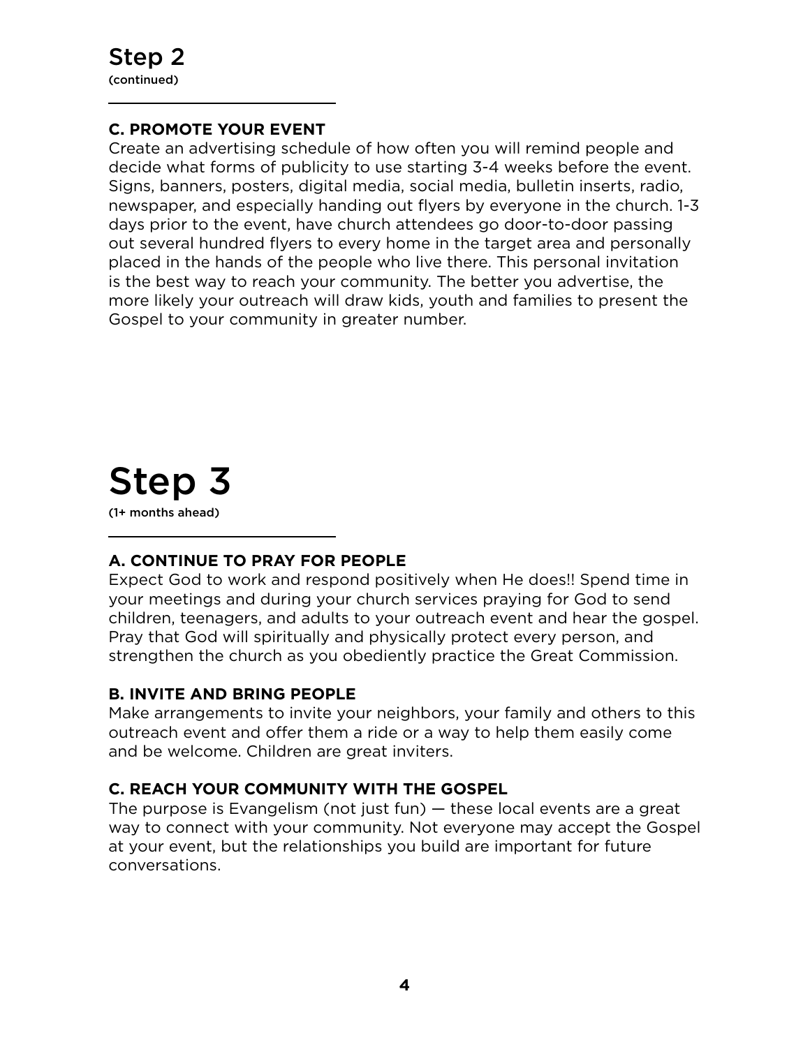## Step 2

(continued)

### C. PROMOTE YOUR EVENT

Create an advertising schedule of how often you will remind people and decide what forms of publicity to use starting 3-4 weeks before the event. Signs, banners, posters, digital media, social media, bulletin inserts, radio, newspaper, and especially handing out flyers by everyone in the church. 1-3 days prior to the event, have church attendees go door-to-door passing out several hundred flyers to every home in the target area and personally placed in the hands of the people who live there. This personal invitation is the best way to reach your community. The better you advertise, the more likely your outreach will draw kids, youth and families to present the Gospel to your community in greater number.

# Step 3

(1+ months ahead)

### A. CONTINUE TO PRAY FOR PEOPLE

Expect God to work and respond positively when He does!! Spend time in your meetings and during your church services praying for God to send children, teenagers, and adults to your outreach event and hear the gospel. Pray that God will spiritually and physically protect every person, and strengthen the church as you obediently practice the Great Commission.

### B. INVITE AND BRING PEOPLE

Make arrangements to invite your neighbors, your family and others to this outreach event and offer them a ride or a way to help them easily come and be welcome. Children are great inviters.

### C. REACH YOUR COMMUNITY WITH THE GOSPEL

The purpose is Evangelism (not just fun) — these local events are a great way to connect with your community. Not everyone may accept the Gospel at your event, but the relationships you build are important for future conversations.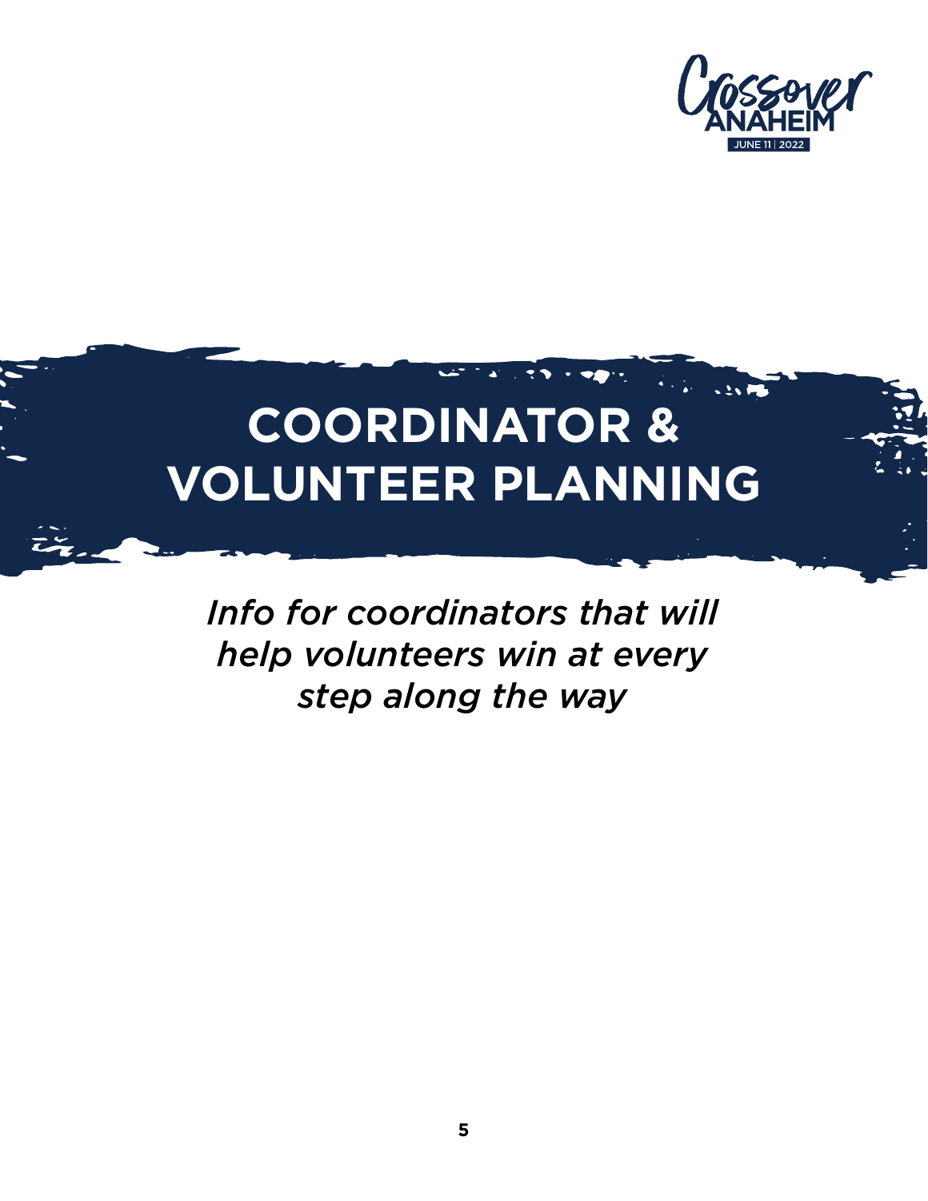# COORDINATOR & VOLUNTEER PLANNING

*Info for coordinators that will help volunteers win at every step along the way*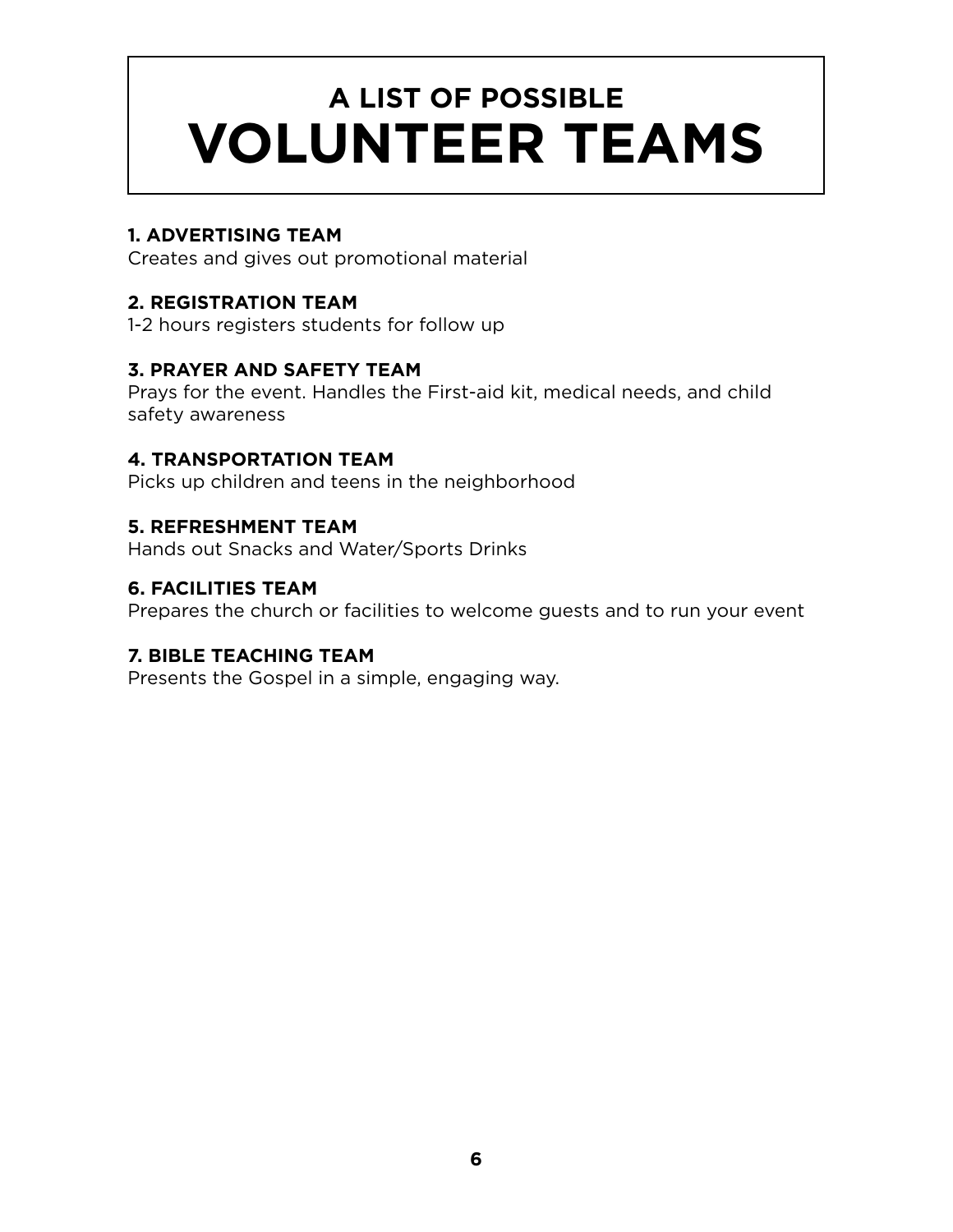# A LIST OF POSSIBLE VOLUNTEER TEAMS

**1. ADVERTISING TEAM**
Creates and gives out promotional material

**2. REGISTRATION TEAM**
1-2 hours registers students for follow up

**3. PRAYER AND SAFETY TEAM**
Prays for the event. Handles the First-aid kit, medical needs, and child safety awareness

**4. TRANSPORTATION TEAM**
Picks up children and teens in the neighborhood

**5. REFRESHMENT TEAM**
Hands out Snacks and Water/Sports Drinks

**6. FACILITIES TEAM**
Prepares the church or facilities to welcome guests and to run your event

**7. BIBLE TEACHING TEAM**
Presents the Gospel in a simple, engaging way.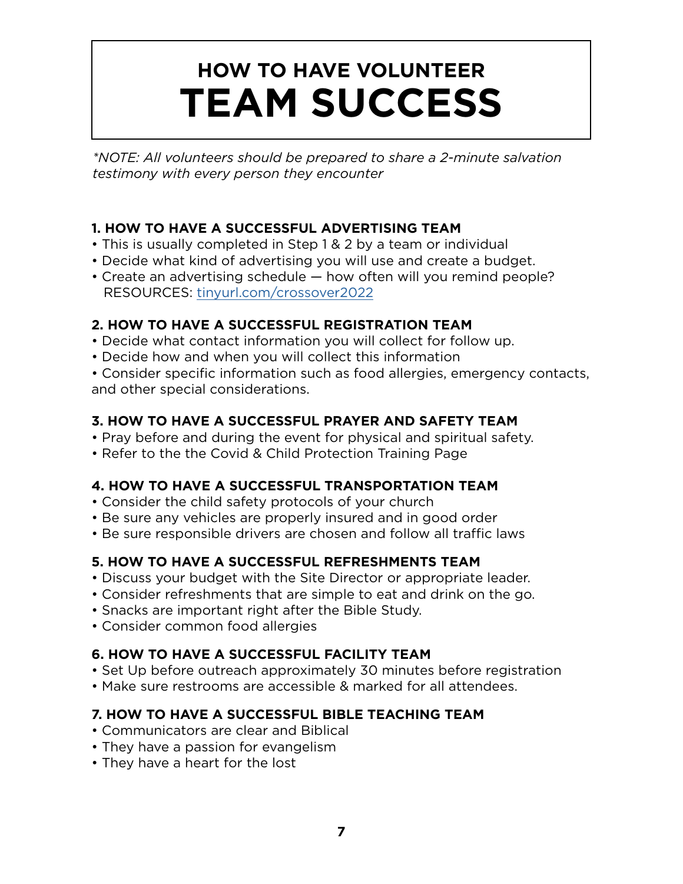# HOW TO HAVE VOLUNTEER
# TEAM SUCCESS

*\*NOTE: All volunteers should be prepared to share a 2-minute salvation testimony with every person they encounter*

### 1. HOW TO HAVE A SUCCESSFUL ADVERTISING TEAM

- This is usually completed in Step 1 & 2 by a team or individual
- Decide what kind of advertising you will use and create a budget.
- Create an advertising schedule — how often will you remind people?
  RESOURCES: tinyurl.com/crossover2022

### 2. HOW TO HAVE A SUCCESSFUL REGISTRATION TEAM

- Decide what contact information you will collect for follow up.
- Decide how and when you will collect this information
- Consider specific information such as food allergies, emergency contacts, and other special considerations.

### 3. HOW TO HAVE A SUCCESSFUL PRAYER AND SAFETY TEAM

- Pray before and during the event for physical and spiritual safety.
- Refer to the the Covid & Child Protection Training Page

### 4. HOW TO HAVE A SUCCESSFUL TRANSPORTATION TEAM

- Consider the child safety protocols of your church
- Be sure any vehicles are properly insured and in good order
- Be sure responsible drivers are chosen and follow all traffic laws

### 5. HOW TO HAVE A SUCCESSFUL REFRESHMENTS TEAM

- Discuss your budget with the Site Director or appropriate leader.
- Consider refreshments that are simple to eat and drink on the go.
- Snacks are important right after the Bible Study.
- Consider common food allergies

### 6. HOW TO HAVE A SUCCESSFUL FACILITY TEAM

- Set Up before outreach approximately 30 minutes before registration
- Make sure restrooms are accessible & marked for all attendees.

### 7. HOW TO HAVE A SUCCESSFUL BIBLE TEACHING TEAM

- Communicators are clear and Biblical
- They have a passion for evangelism
- They have a heart for the lost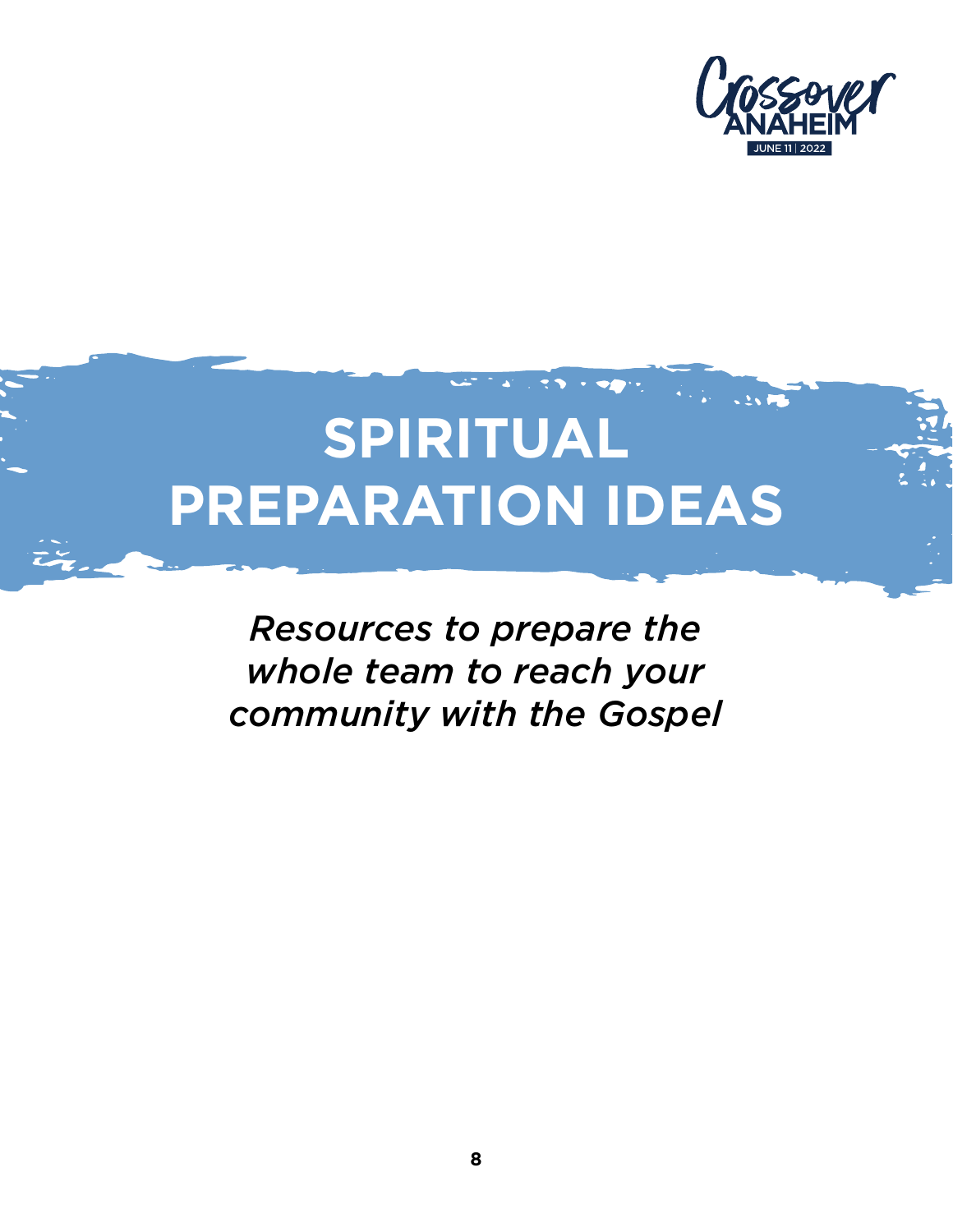# SPIRITUAL PREPARATION IDEAS

*Resources to prepare the whole team to reach your community with the Gospel*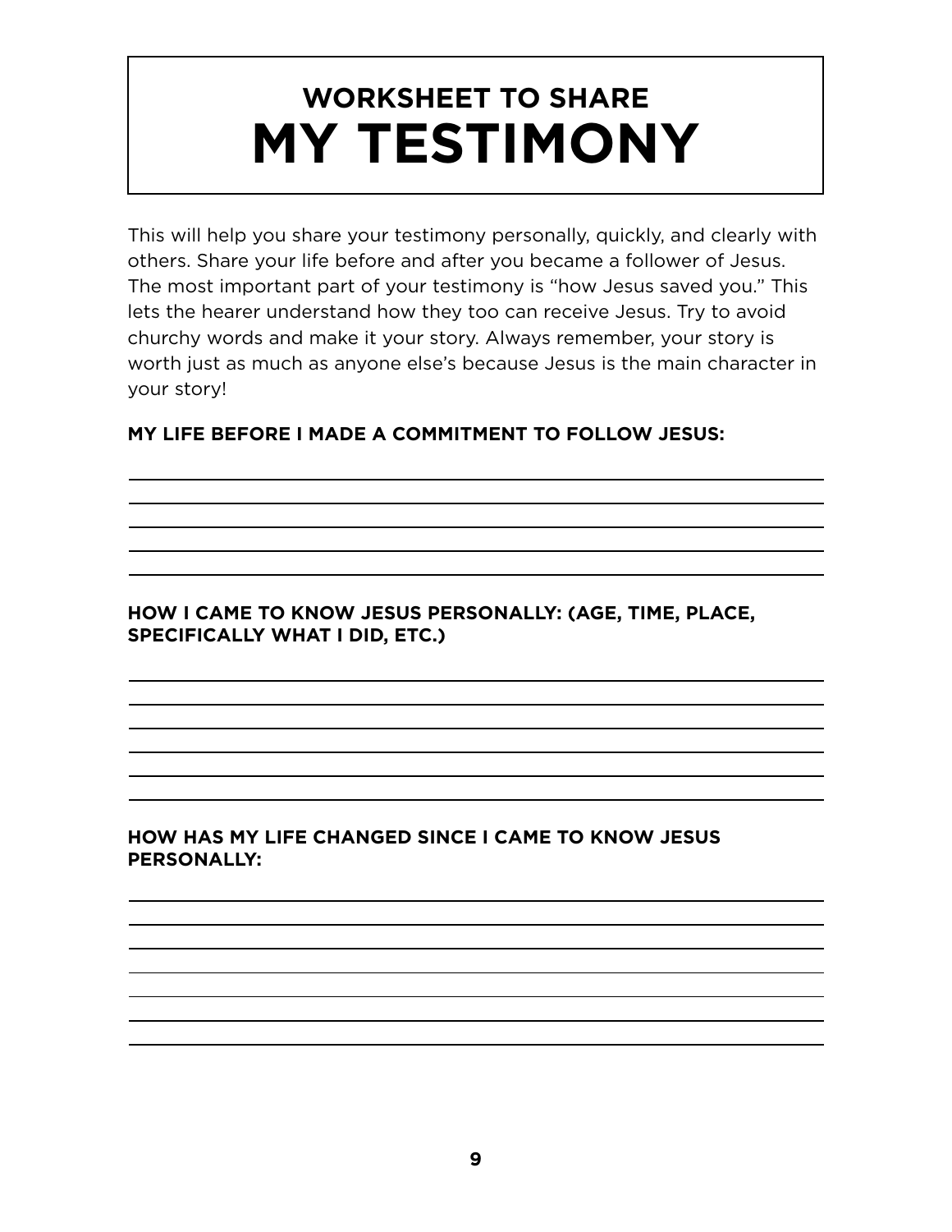# WORKSHEET TO SHARE
# MY TESTIMONY

This will help you share your testimony personally, quickly, and clearly with others. Share your life before and after you became a follower of Jesus. The most important part of your testimony is "how Jesus saved you." This lets the hearer understand how they too can receive Jesus. Try to avoid churchy words and make it your story. Always remember, your story is worth just as much as anyone else's because Jesus is the main character in your story!

**MY LIFE BEFORE I MADE A COMMITMENT TO FOLLOW JESUS:**

______________________________________________________________________

______________________________________________________________________

______________________________________________________________________

______________________________________________________________________

______________________________________________________________________

**HOW I CAME TO KNOW JESUS PERSONALLY: (AGE, TIME, PLACE, SPECIFICALLY WHAT I DID, ETC.)**

______________________________________________________________________

______________________________________________________________________

______________________________________________________________________

______________________________________________________________________

______________________________________________________________________

______________________________________________________________________

**HOW HAS MY LIFE CHANGED SINCE I CAME TO KNOW JESUS PERSONALLY:**

______________________________________________________________________

______________________________________________________________________

______________________________________________________________________

______________________________________________________________________

______________________________________________________________________

______________________________________________________________________

______________________________________________________________________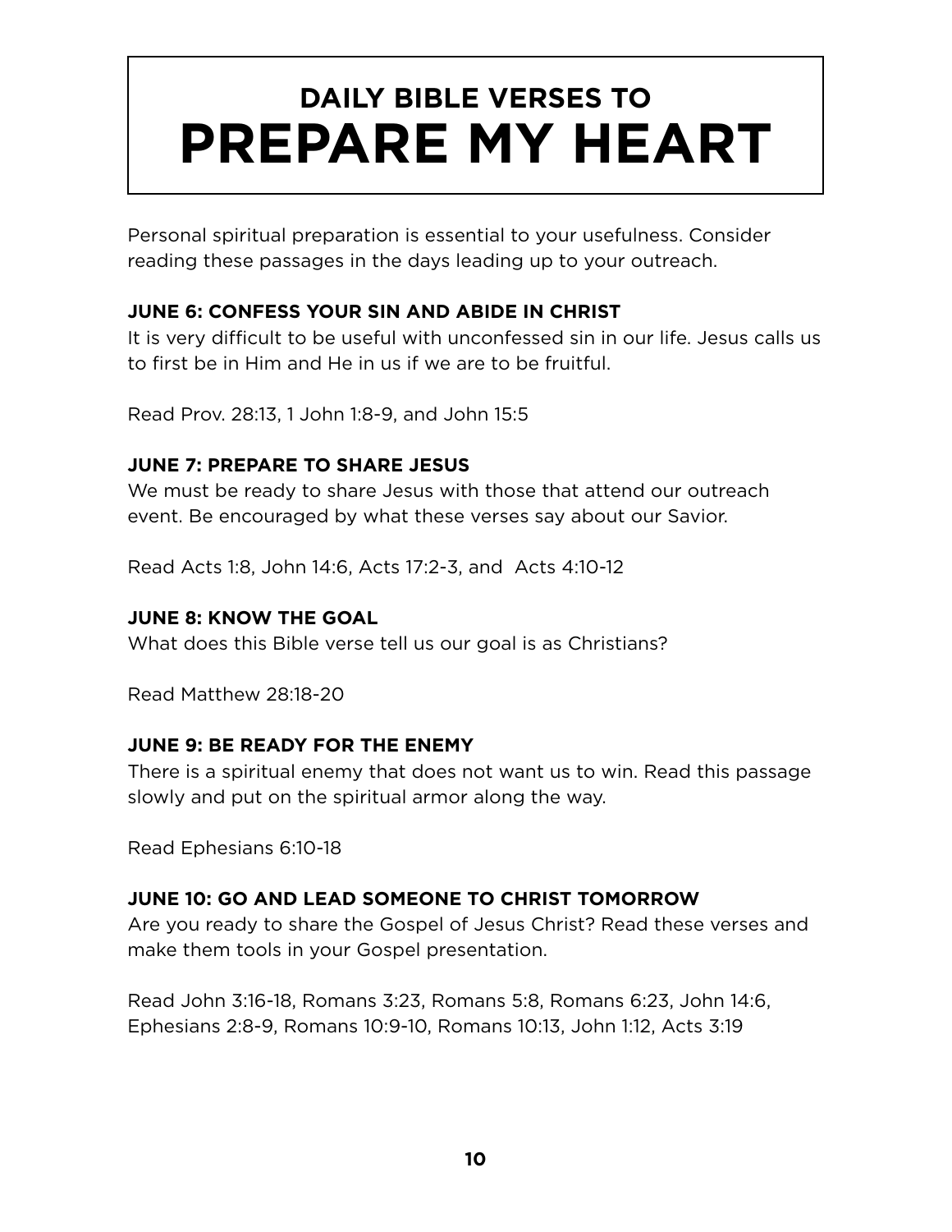# DAILY BIBLE VERSES TO PREPARE MY HEART

Personal spiritual preparation is essential to your usefulness. Consider reading these passages in the days leading up to your outreach.

**JUNE 6: CONFESS YOUR SIN AND ABIDE IN CHRIST**

It is very difficult to be useful with unconfessed sin in our life. Jesus calls us to first be in Him and He in us if we are to be fruitful.

Read Prov. 28:13, 1 John 1:8-9, and John 15:5

**JUNE 7: PREPARE TO SHARE JESUS**

We must be ready to share Jesus with those that attend our outreach event. Be encouraged by what these verses say about our Savior.

Read Acts 1:8, John 14:6, Acts 17:2-3, and Acts 4:10-12

**JUNE 8: KNOW THE GOAL**

What does this Bible verse tell us our goal is as Christians?

Read Matthew 28:18-20

**JUNE 9: BE READY FOR THE ENEMY**

There is a spiritual enemy that does not want us to win. Read this passage slowly and put on the spiritual armor along the way.

Read Ephesians 6:10-18

**JUNE 10: GO AND LEAD SOMEONE TO CHRIST TOMORROW**

Are you ready to share the Gospel of Jesus Christ? Read these verses and make them tools in your Gospel presentation.

Read John 3:16-18, Romans 3:23, Romans 5:8, Romans 6:23, John 14:6, Ephesians 2:8-9, Romans 10:9-10, Romans 10:13, John 1:12, Acts 3:19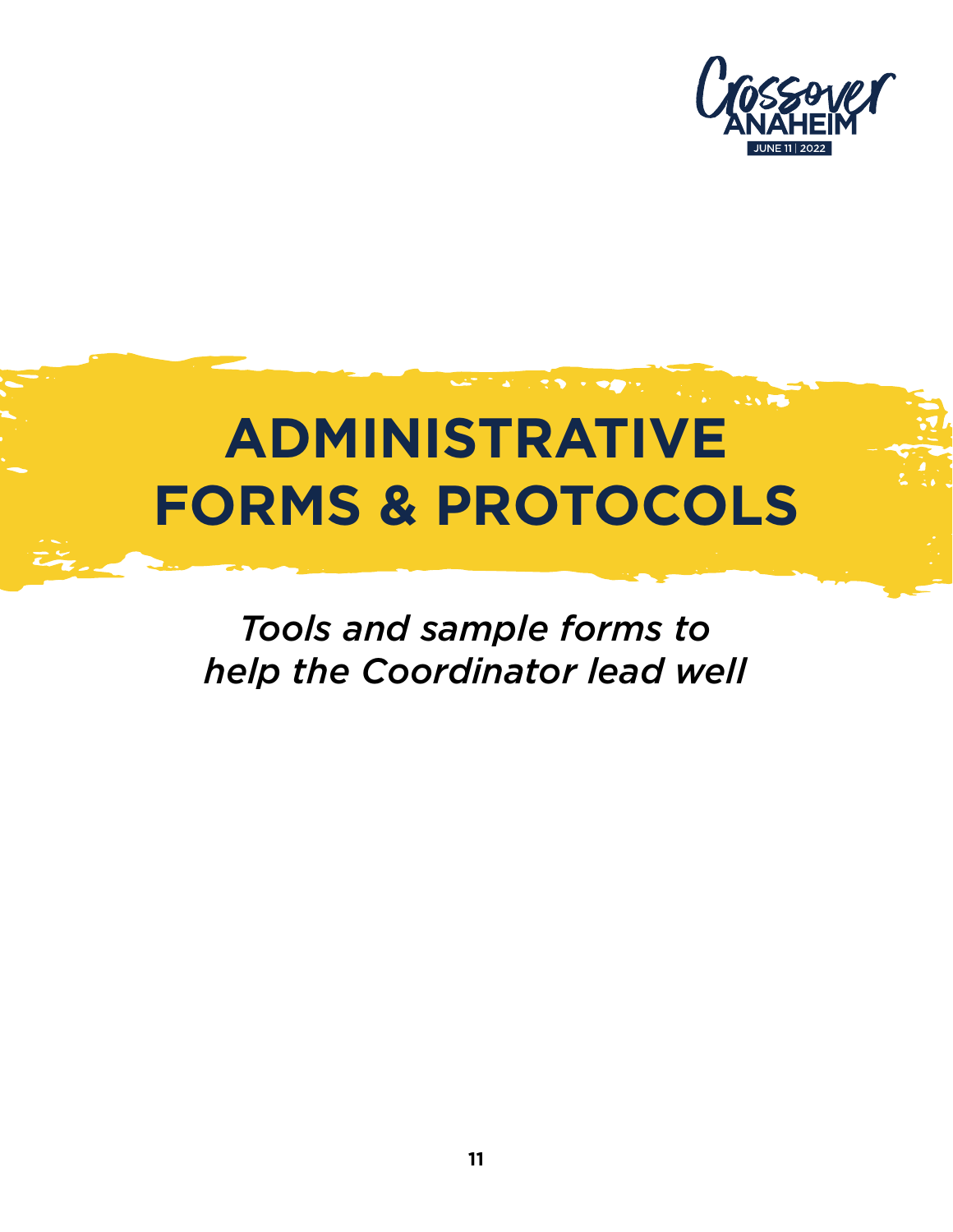# ADMINISTRATIVE FORMS & PROTOCOLS

*Tools and sample forms to help the Coordinator lead well*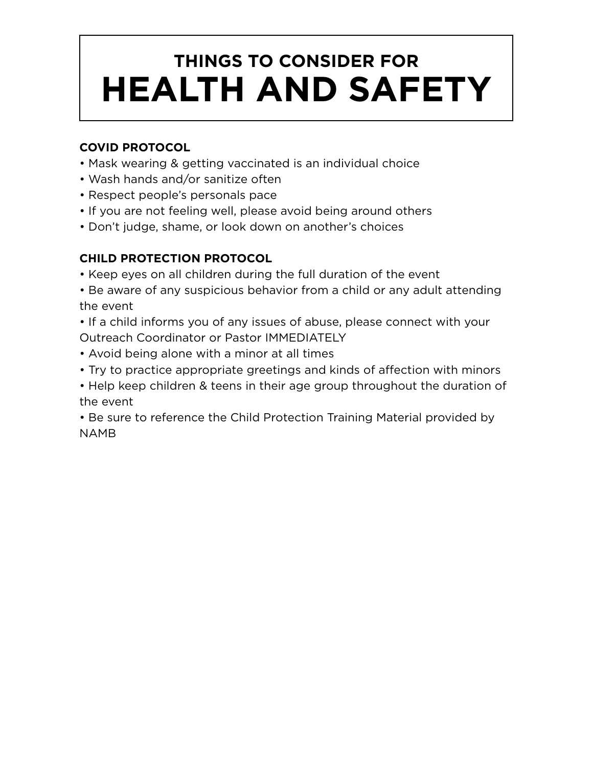# THINGS TO CONSIDER FOR HEALTH AND SAFETY

**COVID PROTOCOL**

- Mask wearing & getting vaccinated is an individual choice
- Wash hands and/or sanitize often
- Respect people's personals pace
- If you are not feeling well, please avoid being around others
- Don't judge, shame, or look down on another's choices

**CHILD PROTECTION PROTOCOL**

- Keep eyes on all children during the full duration of the event
- Be aware of any suspicious behavior from a child or any adult attending the event
- If a child informs you of any issues of abuse, please connect with your Outreach Coordinator or Pastor IMMEDIATELY
- Avoid being alone with a minor at all times
- Try to practice appropriate greetings and kinds of affection with minors
- Help keep children & teens in their age group throughout the duration of the event
- Be sure to reference the Child Protection Training Material provided by NAMB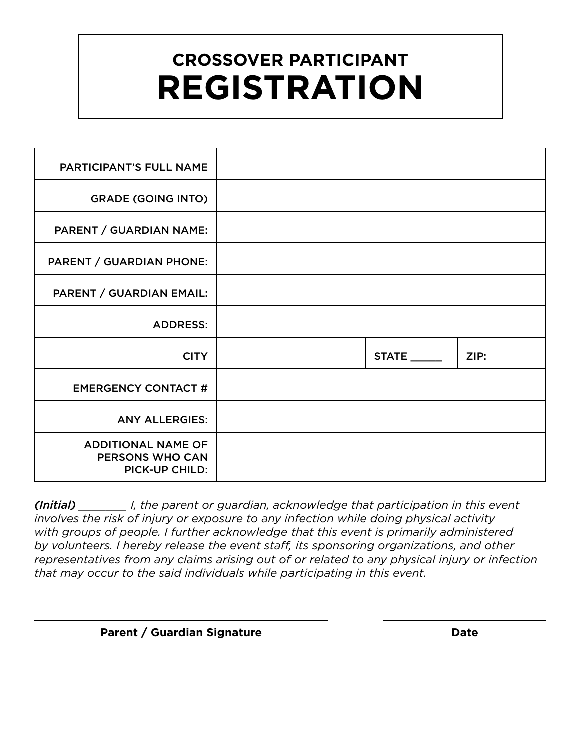# CROSSOVER PARTICIPANT REGISTRATION

| | | | |
|---|---|---|---|
| PARTICIPANT'S FULL NAME | | | |
| GRADE (GOING INTO) | | | |
| PARENT / GUARDIAN NAME: | | | |
| PARENT / GUARDIAN PHONE: | | | |
| PARENT / GUARDIAN EMAIL: | | | |
| ADDRESS: | | | |
| CITY | | STATE _____ | ZIP: |
| EMERGENCY CONTACT # | | | |
| ANY ALLERGIES: | | | |
| ADDITIONAL NAME OF PERSONS WHO CAN PICK-UP CHILD: | | | |

***(Initial)*** *________ I, the parent or guardian, acknowledge that participation in this event involves the risk of injury or exposure to any infection while doing physical activity with groups of people. I further acknowledge that this event is primarily administered by volunteers. I hereby release the event staff, its sponsoring organizations, and other representatives from any claims arising out of or related to any physical injury or infection that may occur to the said individuals while participating in this event.*

_______________________________________ &nbsp;&nbsp;&nbsp;&nbsp; ____________________

**Parent / Guardian Signature** &nbsp;&nbsp;&nbsp;&nbsp; **Date**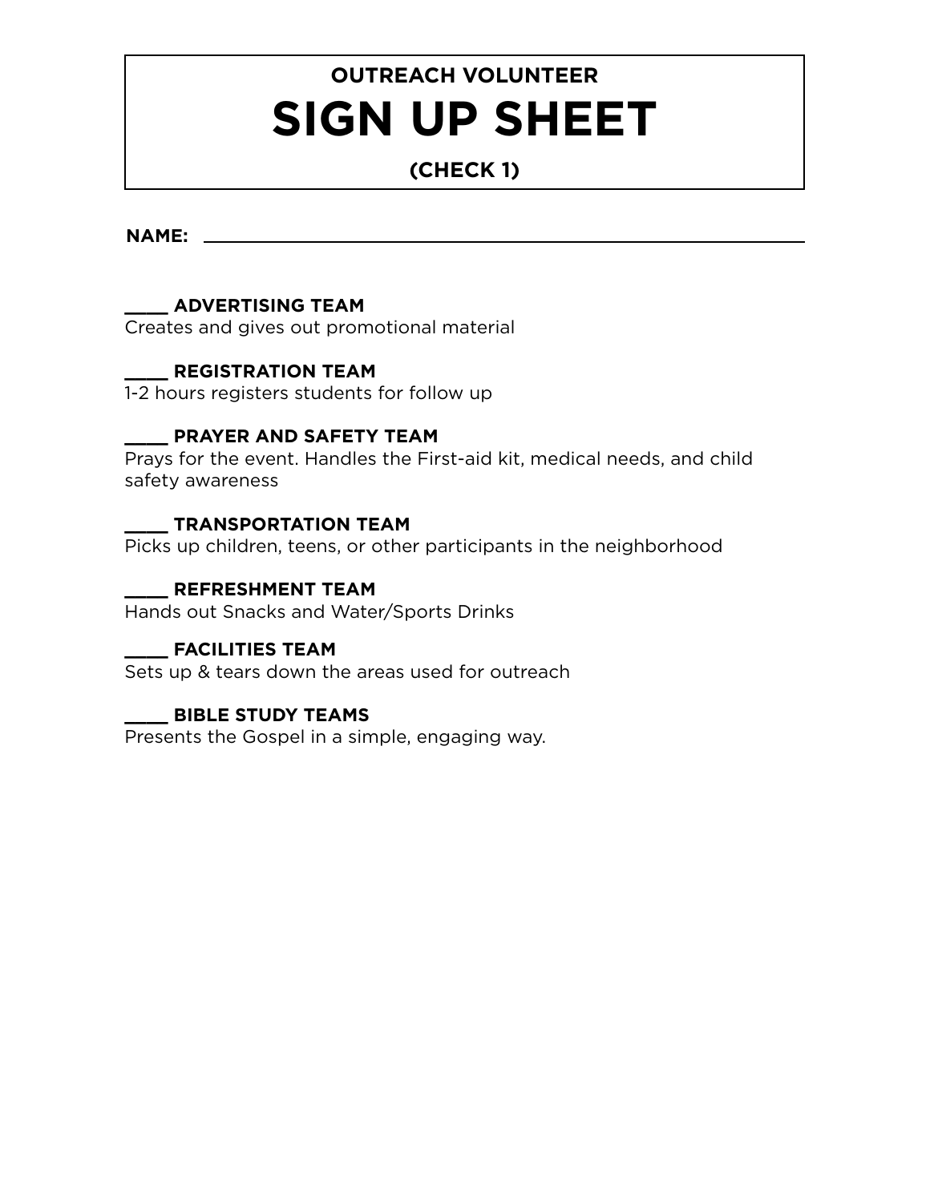# OUTREACH VOLUNTEER

# SIGN UP SHEET

**(CHECK 1)**

**NAME:** ______________________________________________

**____ ADVERTISING TEAM**
Creates and gives out promotional material

**____ REGISTRATION TEAM**
1-2 hours registers students for follow up

**____ PRAYER AND SAFETY TEAM**
Prays for the event. Handles the First-aid kit, medical needs, and child safety awareness

**____ TRANSPORTATION TEAM**
Picks up children, teens, or other participants in the neighborhood

**____ REFRESHMENT TEAM**
Hands out Snacks and Water/Sports Drinks

**____ FACILITIES TEAM**
Sets up & tears down the areas used for outreach

**____ BIBLE STUDY TEAMS**
Presents the Gospel in a simple, engaging way.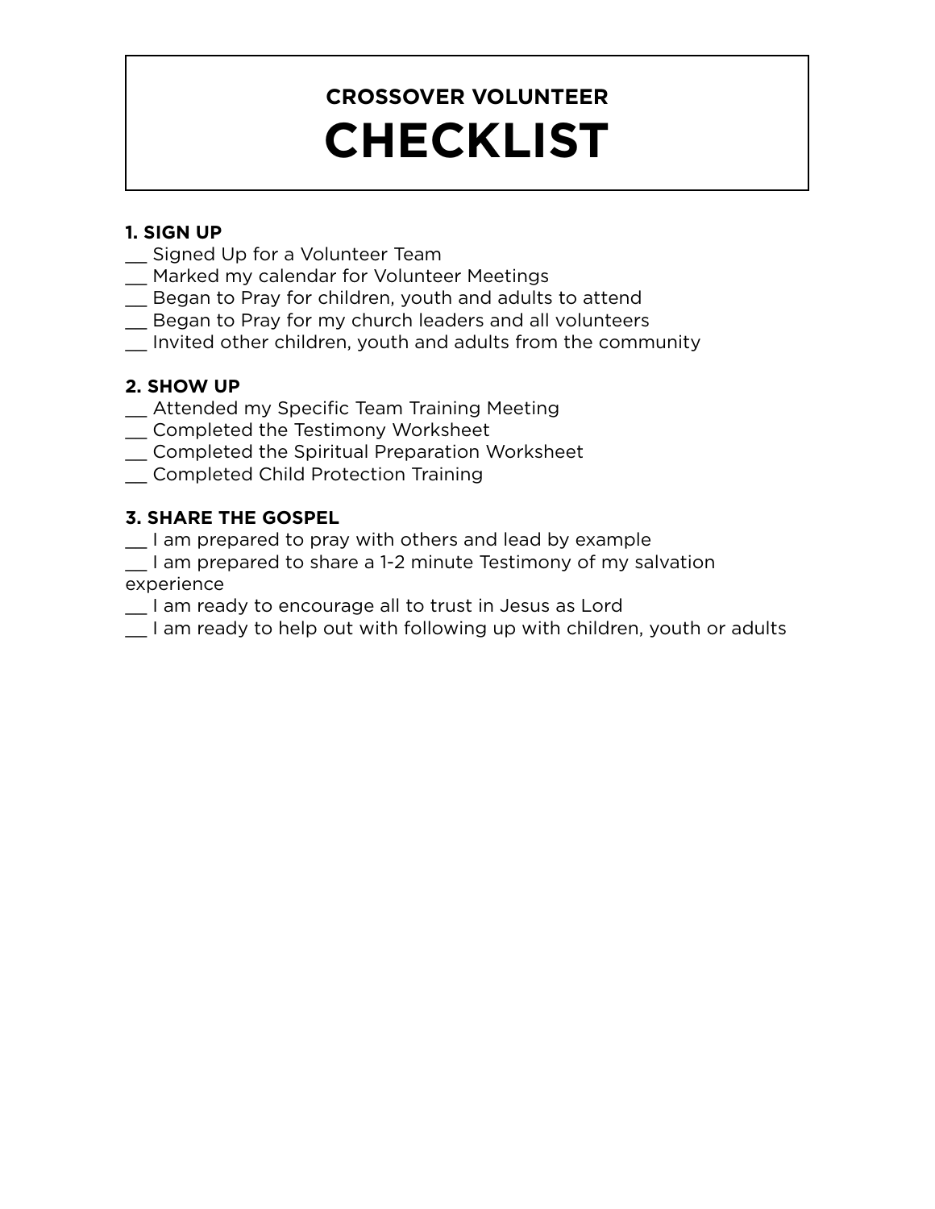# CROSSOVER VOLUNTEER CHECKLIST

### 1. SIGN UP

__ Signed Up for a Volunteer Team
__ Marked my calendar for Volunteer Meetings
__ Began to Pray for children, youth and adults to attend
__ Began to Pray for my church leaders and all volunteers
__ Invited other children, youth and adults from the community

### 2. SHOW UP

__ Attended my Specific Team Training Meeting
__ Completed the Testimony Worksheet
__ Completed the Spiritual Preparation Worksheet
__ Completed Child Protection Training

### 3. SHARE THE GOSPEL

__ I am prepared to pray with others and lead by example
__ I am prepared to share a 1-2 minute Testimony of my salvation experience
__ I am ready to encourage all to trust in Jesus as Lord
__ I am ready to help out with following up with children, youth or adults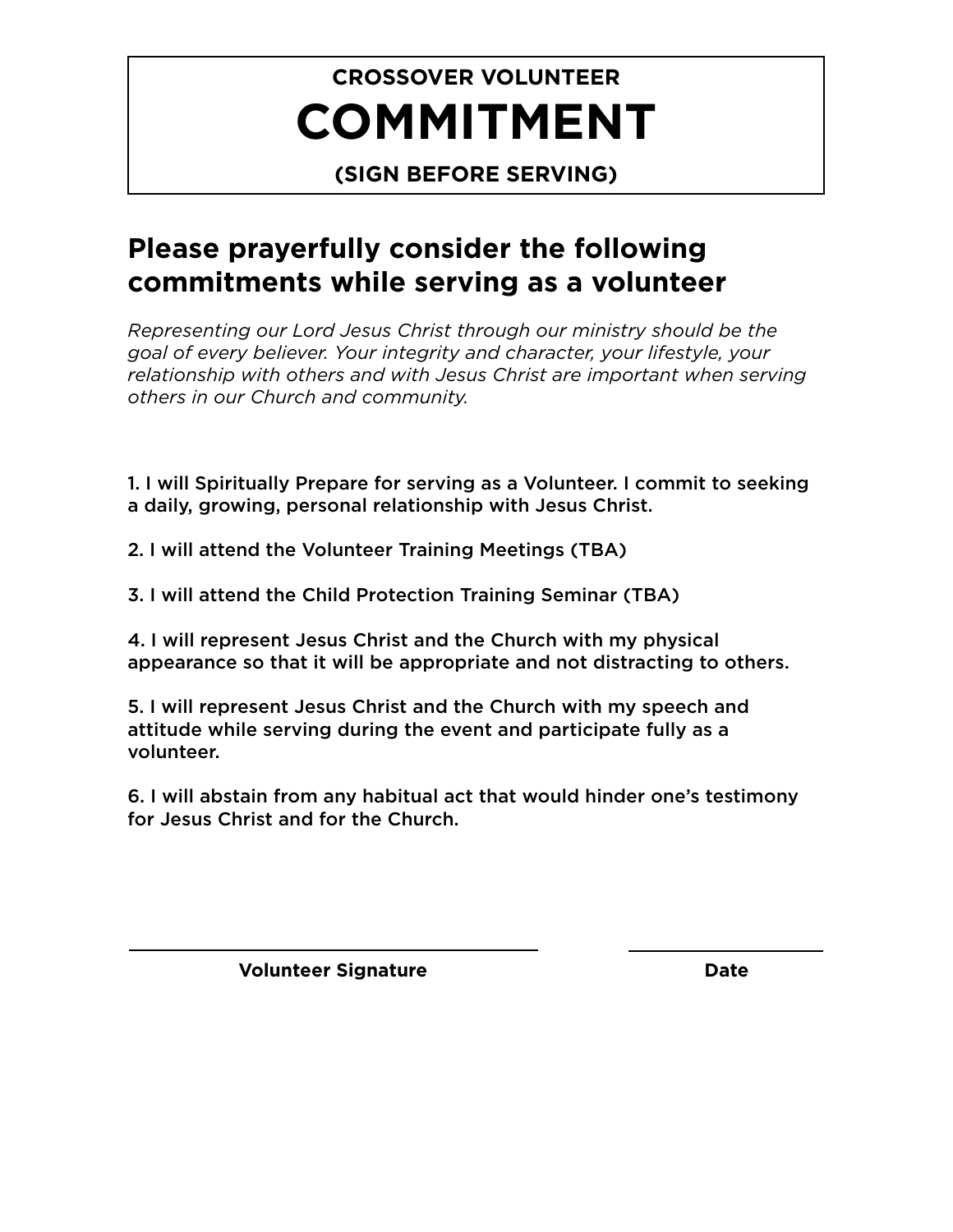**CROSSOVER VOLUNTEER**

# COMMITMENT

**(SIGN BEFORE SERVING)**

## Please prayerfully consider the following commitments while serving as a volunteer

*Representing our Lord Jesus Christ through our ministry should be the goal of every believer. Your integrity and character, your lifestyle, your relationship with others and with Jesus Christ are important when serving others in our Church and community.*

1. I will Spiritually Prepare for serving as a Volunteer. I commit to seeking a daily, growing, personal relationship with Jesus Christ.

2. I will attend the Volunteer Training Meetings (TBA)

3. I will attend the Child Protection Training Seminar (TBA)

4. I will represent Jesus Christ and the Church with my physical appearance so that it will be appropriate and not distracting to others.

5. I will represent Jesus Christ and the Church with my speech and attitude while serving during the event and participate fully as a volunteer.

6. I will abstain from any habitual act that would hinder one's testimony for Jesus Christ and for the Church.

\_\_\_\_\_\_\_\_\_\_\_\_\_\_\_\_\_\_\_\_\_\_\_\_\_\_\_\_\_\_\_\_\_\_\_\_\_\_\_\_ \_\_\_\_\_\_\_\_\_\_\_\_\_\_\_\_\_\_\_\_

**Volunteer Signature** **Date**